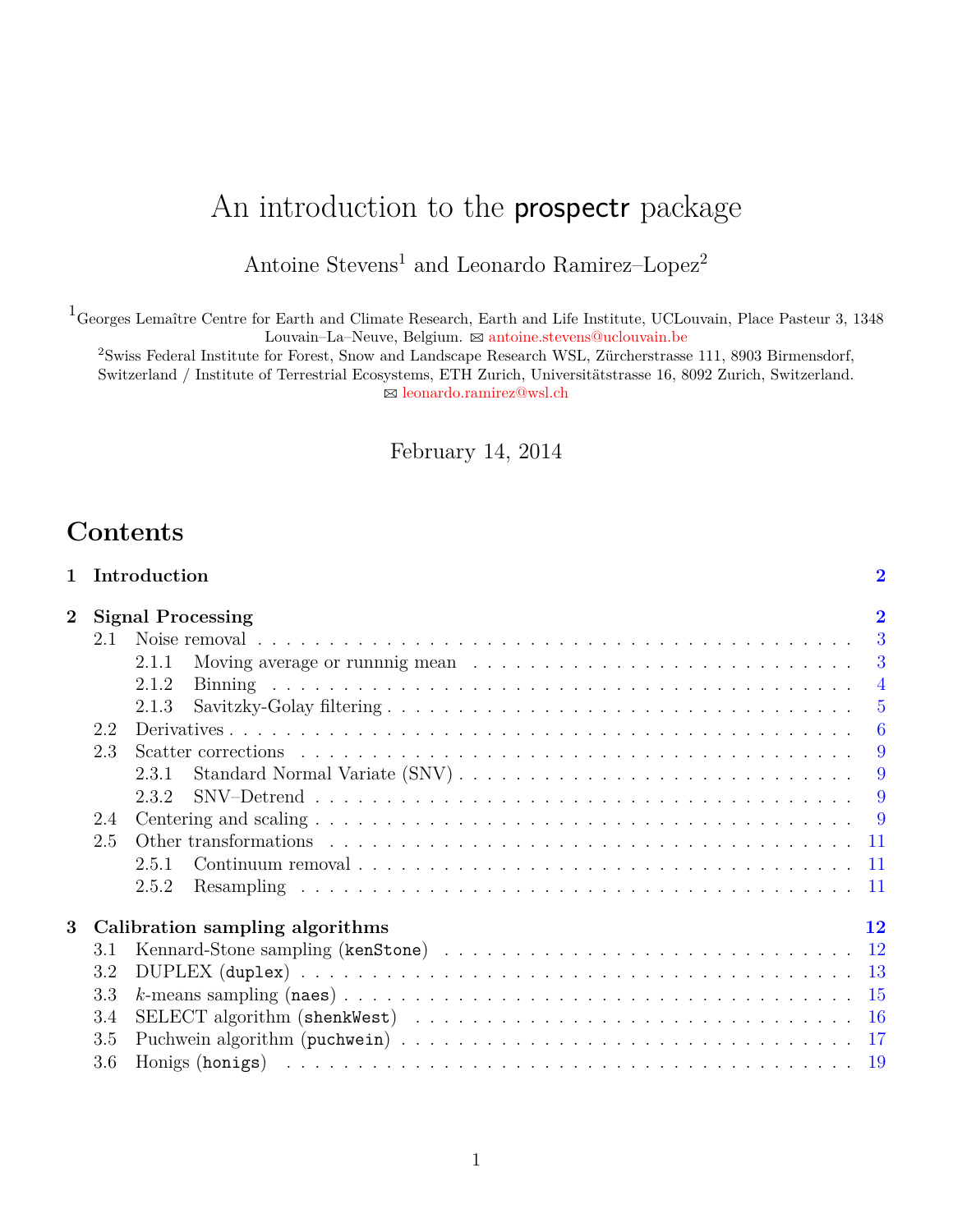# An introduction to the prospectr package

Antoine Stevens[1] and Leonardo Ramirez–Lopez[2]

[1]Georges Lemaître Centre for Earth and Climate Research, Earth and Life Institute, UCLouvain, Place Pasteur 3, 1348 Louvain–La–Neuve, Belgium. ✉ antoine.stevens@uclouvain.be

[2]Swiss Federal Institute for Forest, Snow and Landscape Research WSL, Zürcherstrasse 111, 8903 Birmensdorf, Switzerland / Institute of Terrestrial Ecosystems, ETH Zurich, Universitätstrasse 16, 8092 Zurich, Switzerland. ✉ leonardo.ramirez@wsl.ch

February 14, 2014

## Contents

- **1 Introduction** — 2
- **2 Signal Processing** — 2
  - 2.1 Noise removal — 3
    - 2.1.1 Moving average or runnnig mean — 3
    - 2.1.2 Binning — 4
    - 2.1.3 Savitzky-Golay filtering — 5
  - 2.2 Derivatives — 6
  - 2.3 Scatter corrections — 9
    - 2.3.1 Standard Normal Variate (SNV) — 9
    - 2.3.2 SNV–Detrend — 9
  - 2.4 Centering and scaling — 9
  - 2.5 Other transformations — 11
    - 2.5.1 Continuum removal — 11
    - 2.5.2 Resampling — 11
- **3 Calibration sampling algorithms** — 12
  - 3.1 Kennard-Stone sampling (`kenStone`) — 12
  - 3.2 DUPLEX (`duplex`) — 13
  - 3.3 *k*-means sampling (`naes`) — 15
  - 3.4 SELECT algorithm (`shenkWest`) — 16
  - 3.5 Puchwein algorithm (`puchwein`) — 17
  - 3.6 Honigs (`honigs`) — 19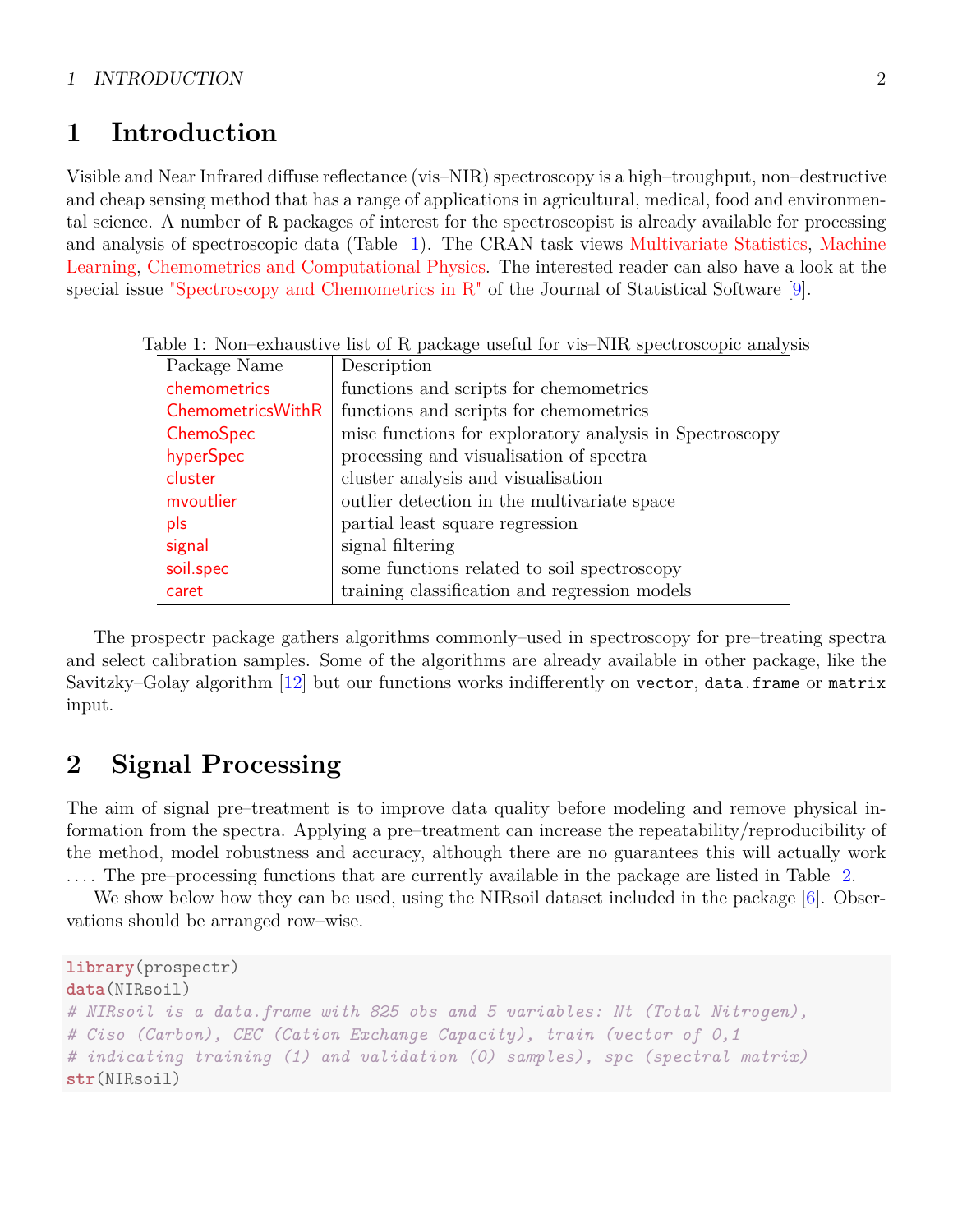# 1 Introduction

Visible and Near Infrared diffuse reflectance (vis–NIR) spectroscopy is a high–troughput, non–destructive and cheap sensing method that has a range of applications in agricultural, medical, food and environmental science. A number of R packages of interest for the spectroscopist is already available for processing and analysis of spectroscopic data (Table 1). The CRAN task views Multivariate Statistics, Machine Learning, Chemometrics and Computational Physics. The interested reader can also have a look at the special issue "Spectroscopy and Chemometrics in R" of the Journal of Statistical Software [9].

Table 1: Non–exhaustive list of R package useful for vis–NIR spectroscopic analysis

| Package Name | Description |
|---|---|
| chemometrics | functions and scripts for chemometrics |
| ChemometricsWithR | functions and scripts for chemometrics |
| ChemoSpec | misc functions for exploratory analysis in Spectroscopy |
| hyperSpec | processing and visualisation of spectra |
| cluster | cluster analysis and visualisation |
| mvoutlier | outlier detection in the multivariate space |
| pls | partial least square regression |
| signal | signal filtering |
| soil.spec | some functions related to soil spectroscopy |
| caret | training classification and regression models |

The prospectr package gathers algorithms commonly–used in spectroscopy for pre–treating spectra and select calibration samples. Some of the algorithms are already available in other package, like the Savitzky–Golay algorithm [12] but our functions works indifferently on `vector`, `data.frame` or `matrix` input.

# 2 Signal Processing

The aim of signal pre–treatment is to improve data quality before modeling and remove physical information from the spectra. Applying a pre–treatment can increase the repeatability/reproducibility of the method, model robustness and accuracy, although there are no guarantees this will actually work .... The pre–processing functions that are currently available in the package are listed in Table 2.

We show below how they can be used, using the NIRsoil dataset included in the package [6]. Observations should be arranged row–wise.

```
library(prospectr)
data(NIRsoil)
# NIRsoil is a data.frame with 825 obs and 5 variables: Nt (Total Nitrogen),
# Ciso (Carbon), CEC (Cation Exchange Capacity), train (vector of 0,1
# indicating training (1) and validation (0) samples), spc (spectral matrix)
str(NIRsoil)
```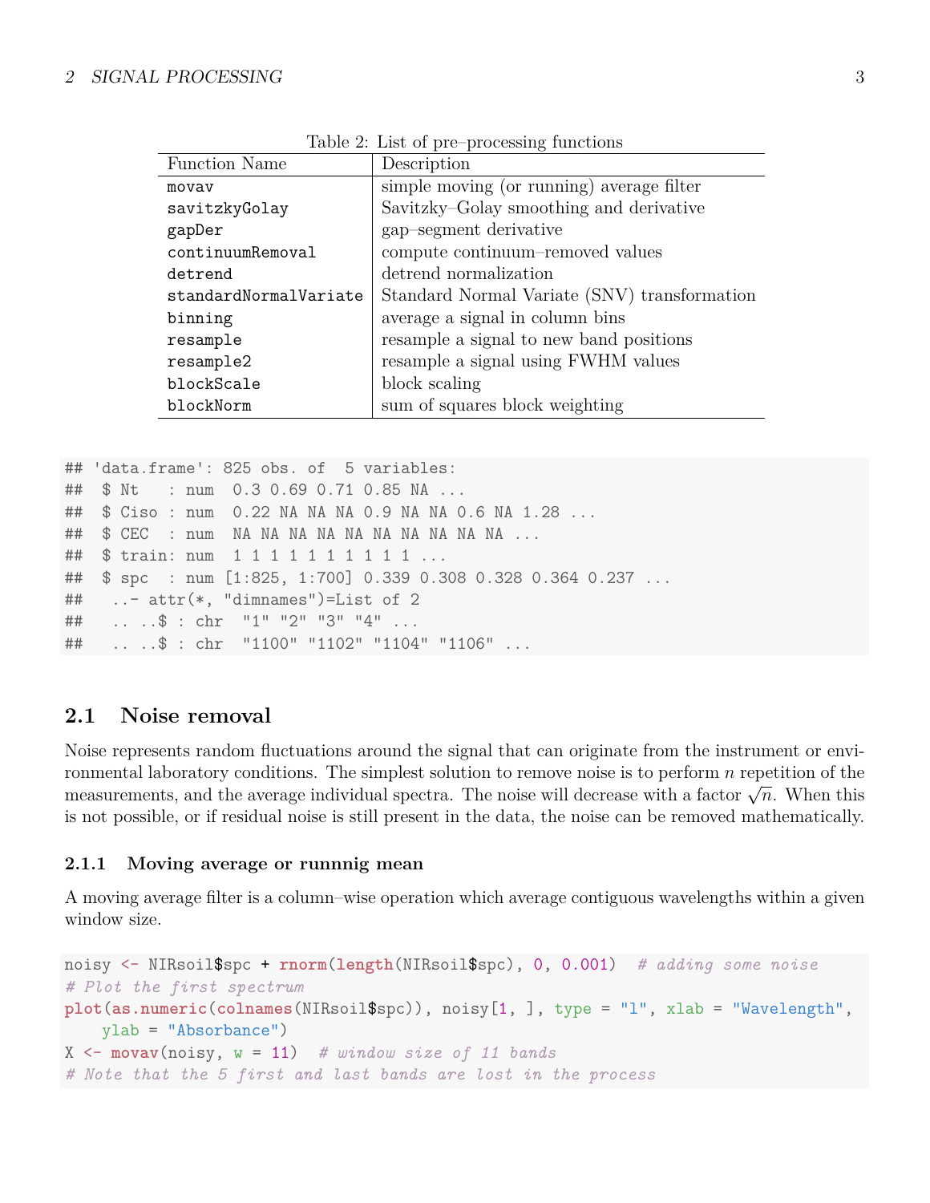Table 2: List of pre–processing functions

| Function Name | Description |
|---|---|
| `movav` | simple moving (or running) average filter |
| `savitzkyGolay` | Savitzky–Golay smoothing and derivative |
| `gapDer` | gap–segment derivative |
| `continuumRemoval` | compute continuum–removed values |
| `detrend` | detrend normalization |
| `standardNormalVariate` | Standard Normal Variate (SNV) transformation |
| `binning` | average a signal in column bins |
| `resample` | resample a signal to new band positions |
| `resample2` | resample a signal using FWHM values |
| `blockScale` | block scaling |
| `blockNorm` | sum of squares block weighting |

```
## 'data.frame': 825 obs. of  5 variables:
##  $ Nt   : num  0.3 0.69 0.71 0.85 NA ...
##  $ Ciso : num  0.22 NA NA NA 0.9 NA NA 0.6 NA 1.28 ...
##  $ CEC  : num  NA NA NA NA NA NA NA NA NA NA ...
##  $ train: num  1 1 1 1 1 1 1 1 1 1 ...
##  $ spc  : num [1:825, 1:700] 0.339 0.308 0.328 0.364 0.237 ...
##   ..- attr(*, "dimnames")=List of 2
##   .. ..$ : chr  "1" "2" "3" "4" ...
##   .. ..$ : chr  "1100" "1102" "1104" "1106" ...
```

### 2.1 Noise removal

Noise represents random fluctuations around the signal that can originate from the instrument or environmental laboratory conditions. The simplest solution to remove noise is to perform $n$ repetition of the measurements, and the average individual spectra. The noise will decrease with a factor $\sqrt{n}$. When this is not possible, or if residual noise is still present in the data, the noise can be removed mathematically.

#### 2.1.1 Moving average or runnnig mean

A moving average filter is a column–wise operation which average contiguous wavelengths within a given window size.

```
noisy <- NIRsoil$spc + rnorm(length(NIRsoil$spc), 0, 0.001)  # adding some noise
# Plot the first spectrum
plot(as.numeric(colnames(NIRsoil$spc)), noisy[1, ], type = "l", xlab = "Wavelength",
    ylab = "Absorbance")
X <- movav(noisy, w = 11)  # window size of 11 bands
# Note that the 5 first and last bands are lost in the process
```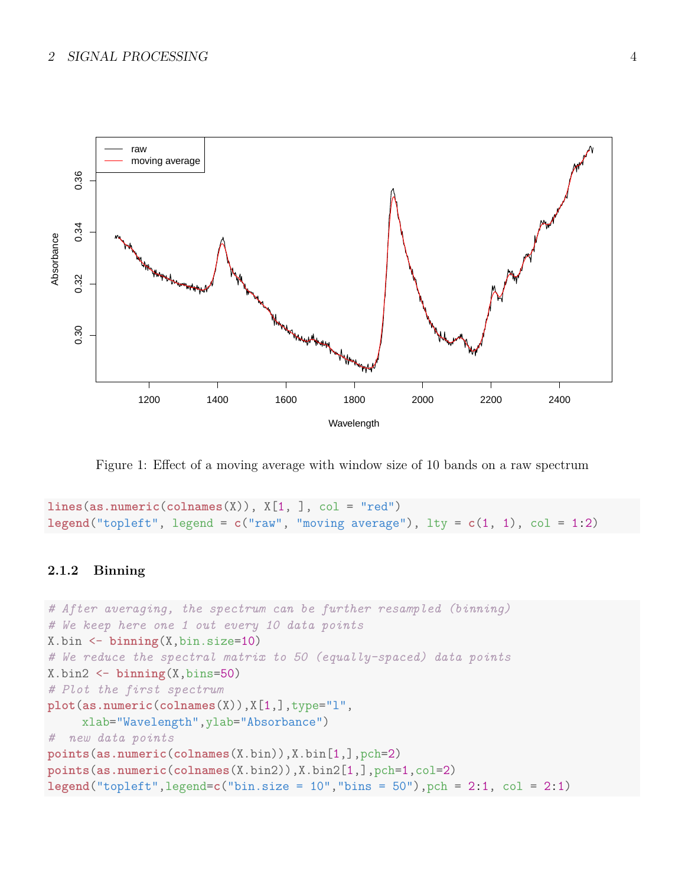Figure 1: Effect of a moving average with window size of 10 bands on a raw spectrum

```
lines(as.numeric(colnames(X)), X[1, ], col = "red")
legend("topleft", legend = c("raw", "moving average"), lty = c(1, 1), col = 1:2)
```

#### 2.1.2 Binning

```
# After averaging, the spectrum can be further resampled (binning)
# We keep here one 1 out every 10 data points
X.bin <- binning(X,bin.size=10)
# We reduce the spectral matrix to 50 (equally-spaced) data points
X.bin2 <- binning(X,bins=50)
# Plot the first spectrum
plot(as.numeric(colnames(X)),X[1,],type="l",
     xlab="Wavelength",ylab="Absorbance")
#  new data points
points(as.numeric(colnames(X.bin)),X.bin[1,],pch=2)
points(as.numeric(colnames(X.bin2)),X.bin2[1,],pch=1,col=2)
legend("topleft",legend=c("bin.size = 10","bins = 50"),pch = 2:1, col = 2:1)
```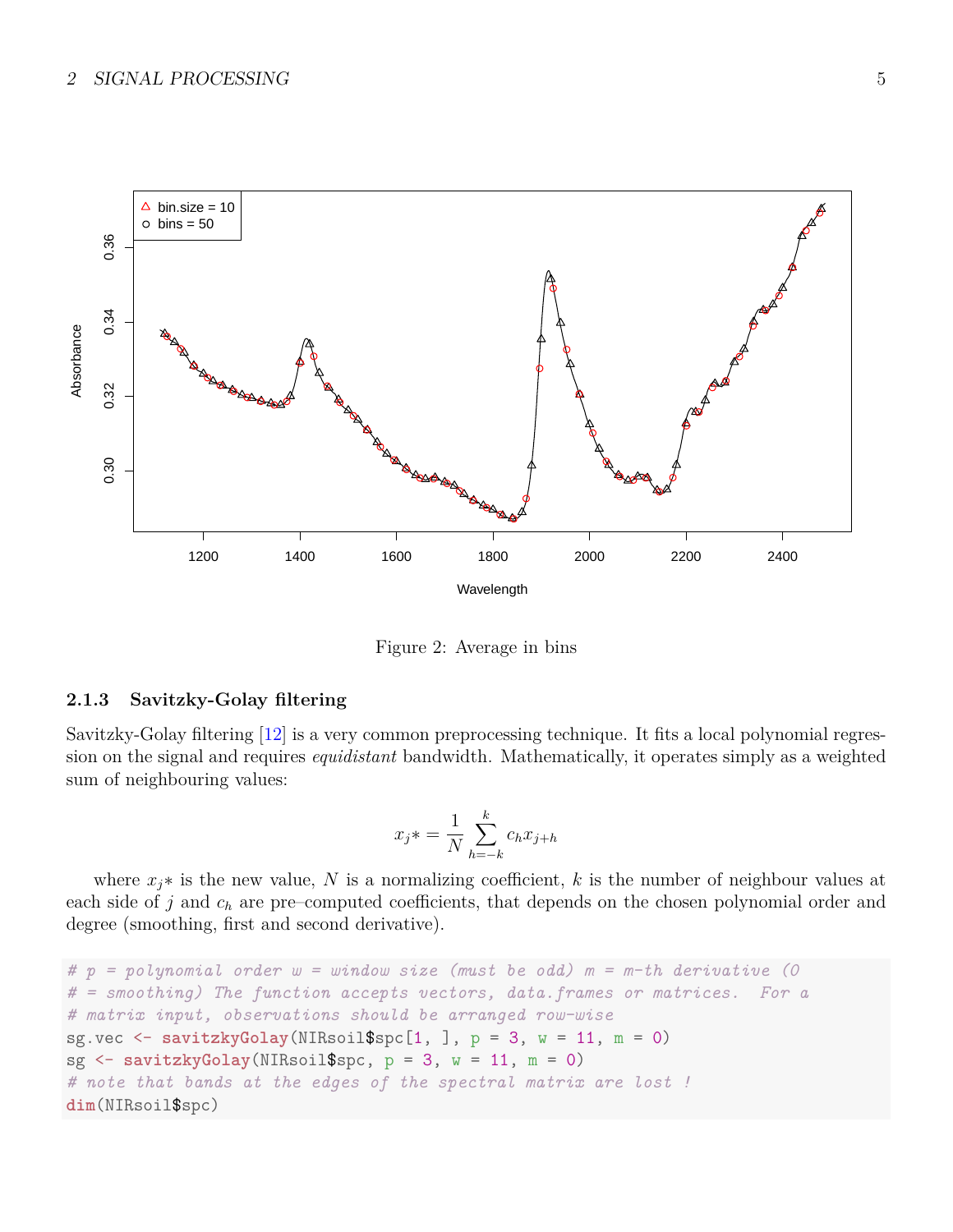Figure 2: Average in bins

### 2.1.3 Savitzky-Golay filtering

Savitzky-Golay filtering [12] is a very common preprocessing technique. It fits a local polynomial regression on the signal and requires *equidistant* bandwidth. Mathematically, it operates simply as a weighted sum of neighbouring values:

$$x_j* = \frac{1}{N}\sum_{h=-k}^{k} c_h x_{j+h}$$

where $x_j*$ is the new value, $N$ is a normalizing coefficient, $k$ is the number of neighbour values at each side of $j$ and $c_h$ are pre–computed coefficients, that depends on the chosen polynomial order and degree (smoothing, first and second derivative).

```
# p = polynomial order w = window size (must be odd) m = m-th derivative (0
# = smoothing) The function accepts vectors, data.frames or matrices.  For a
# matrix input, observations should be arranged row-wise
sg.vec <- savitzkyGolay(NIRsoil$spc[1, ], p = 3, w = 11, m = 0)
sg <- savitzkyGolay(NIRsoil$spc, p = 3, w = 11, m = 0)
# note that bands at the edges of the spectral matrix are lost !
dim(NIRsoil$spc)
```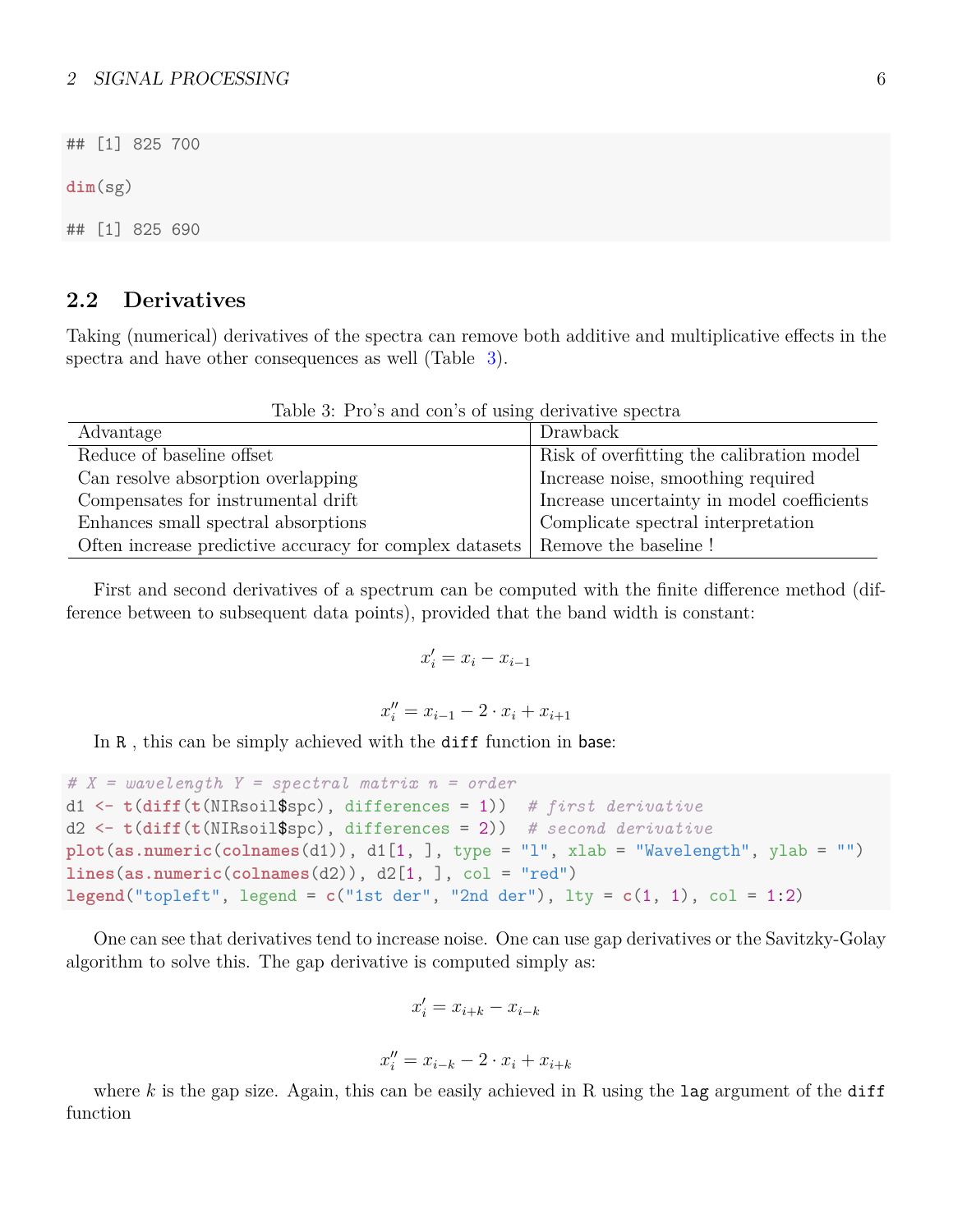```
## [1] 825 700

dim(sg)

## [1] 825 690
```

## 2.2 Derivatives

Taking (numerical) derivatives of the spectra can remove both additive and multiplicative effects in the spectra and have other consequences as well (Table 3).

Table 3: Pro's and con's of using derivative spectra

| Advantage | Drawback |
|---|---|
| Reduce of baseline offset | Risk of overfitting the calibration model |
| Can resolve absorption overlapping | Increase noise, smoothing required |
| Compensates for instrumental drift | Increase uncertainty in model coefficients |
| Enhances small spectral absorptions | Complicate spectral interpretation |
| Often increase predictive accuracy for complex datasets | Remove the baseline ! |

First and second derivatives of a spectrum can be computed with the finite difference method (difference between to subsequent data points), provided that the band width is constant:

$$x_i' = x_i - x_{i-1}$$

$$x_i'' = x_{i-1} - 2 \cdot x_i + x_{i+1}$$

In `R` , this can be simply achieved with the `diff` function in `base`:

```
# X = wavelength Y = spectral matrix n = order
d1 <- t(diff(t(NIRsoil$spc), differences = 1))  # first derivative
d2 <- t(diff(t(NIRsoil$spc), differences = 2))  # second derivative
plot(as.numeric(colnames(d1)), d1[1, ], type = "l", xlab = "Wavelength", ylab = "")
lines(as.numeric(colnames(d2)), d2[1, ], col = "red")
legend("topleft", legend = c("1st der", "2nd der"), lty = c(1, 1), col = 1:2)
```

One can see that derivatives tend to increase noise. One can use gap derivatives or the Savitzky-Golay algorithm to solve this. The gap derivative is computed simply as:

$$x_i' = x_{i+k} - x_{i-k}$$

$$x_i'' = x_{i-k} - 2 \cdot x_i + x_{i+k}$$

where $k$ is the gap size. Again, this can be easily achieved in R using the `lag` argument of the `diff` function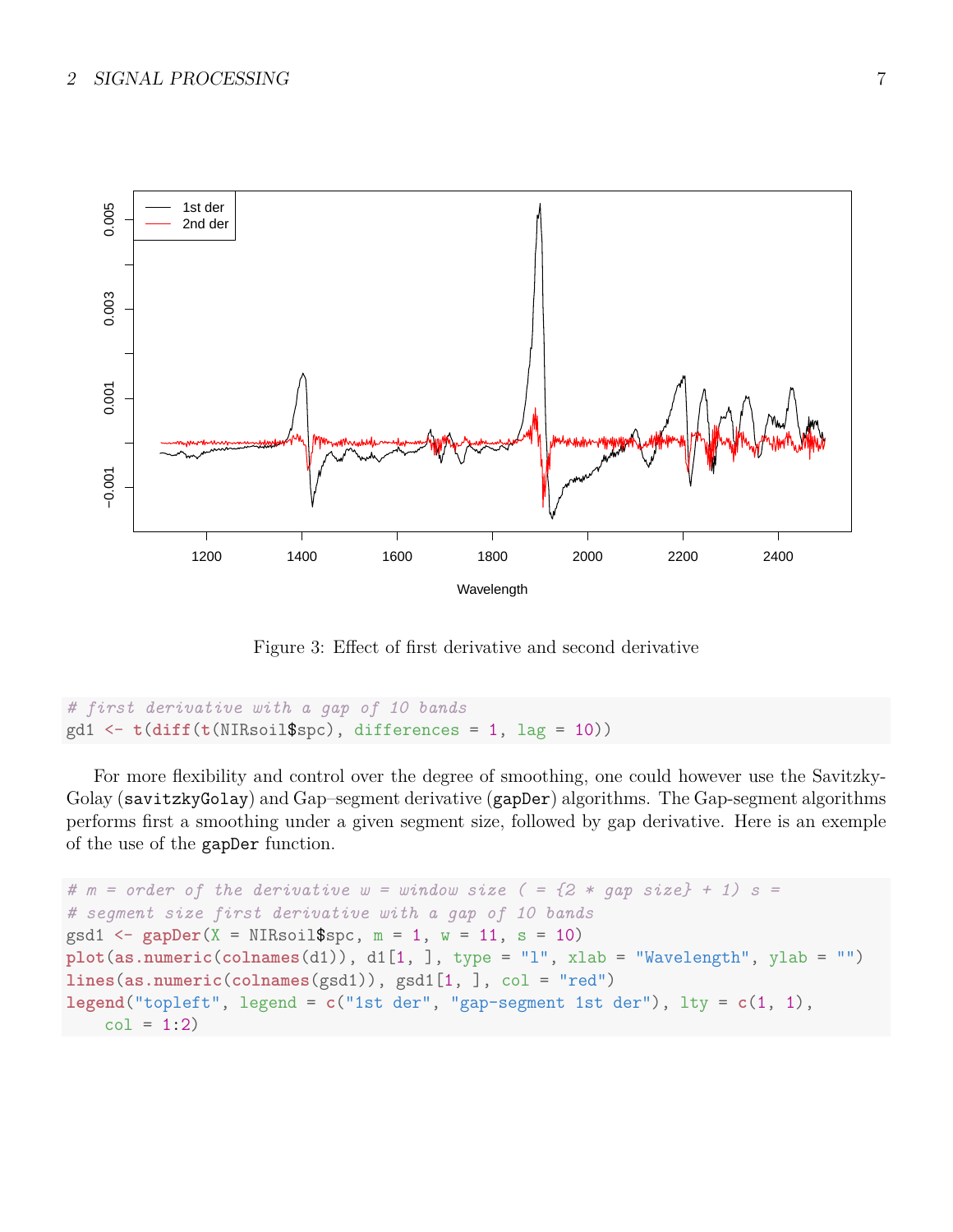Figure 3: Effect of first derivative and second derivative

```
# first derivative with a gap of 10 bands
gd1 <- t(diff(t(NIRsoil$spc), differences = 1, lag = 10))
```

For more flexibility and control over the degree of smoothing, one could however use the Savitzky-Golay (`savitzkyGolay`) and Gap–segment derivative (`gapDer`) algorithms. The Gap-segment algorithms performs first a smoothing under a given segment size, followed by gap derivative. Here is an exemple of the use of the `gapDer` function.

```
# m = order of the derivative w = window size ( = {2 * gap size} + 1) s =
# segment size first derivative with a gap of 10 bands
gsd1 <- gapDer(X = NIRsoil$spc, m = 1, w = 11, s = 10)
plot(as.numeric(colnames(d1)), d1[1, ], type = "l", xlab = "Wavelength", ylab = "")
lines(as.numeric(colnames(gsd1)), gsd1[1, ], col = "red")
legend("topleft", legend = c("1st der", "gap-segment 1st der"), lty = c(1, 1),
    col = 1:2)
```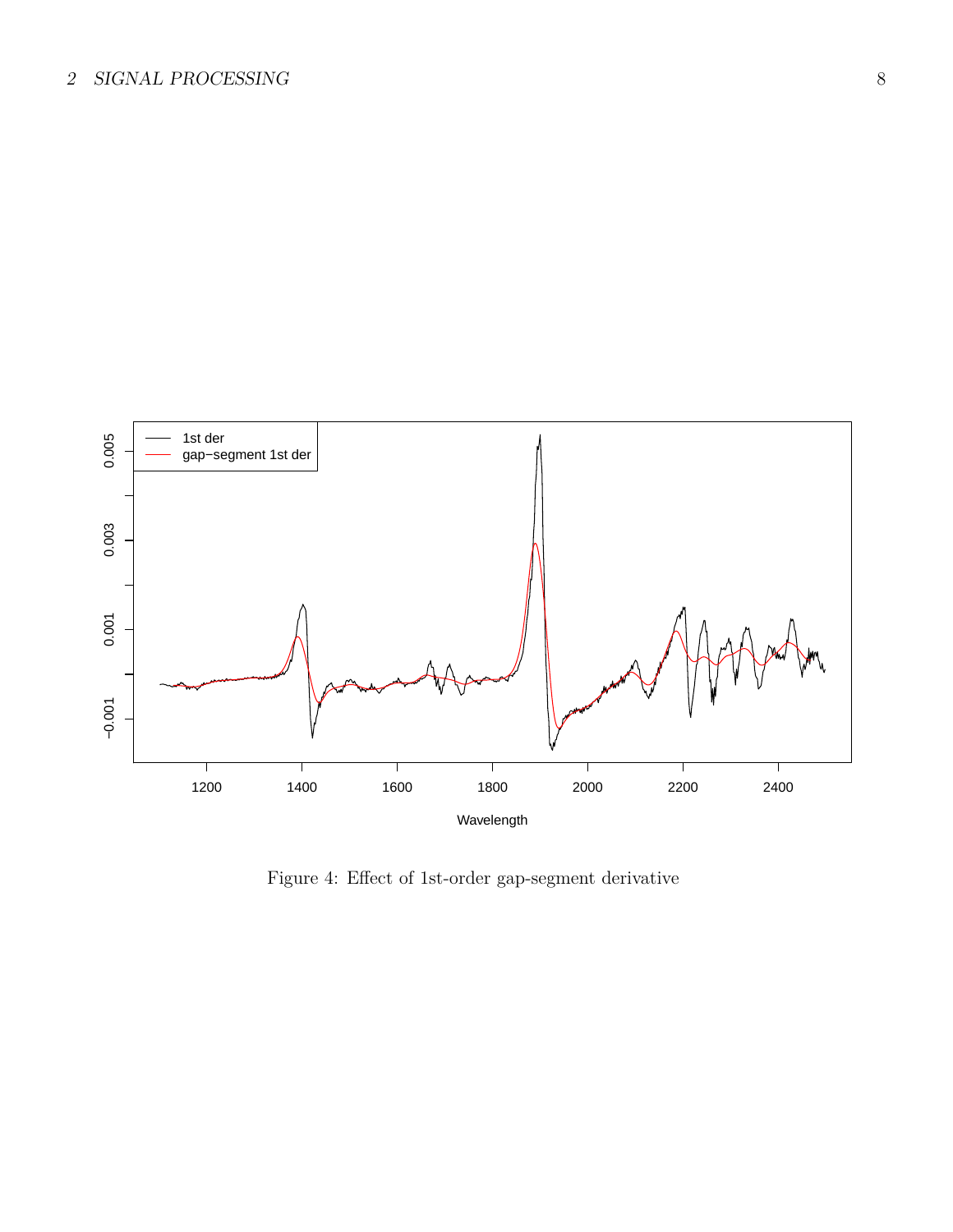Figure 4: Effect of 1st-order gap-segment derivative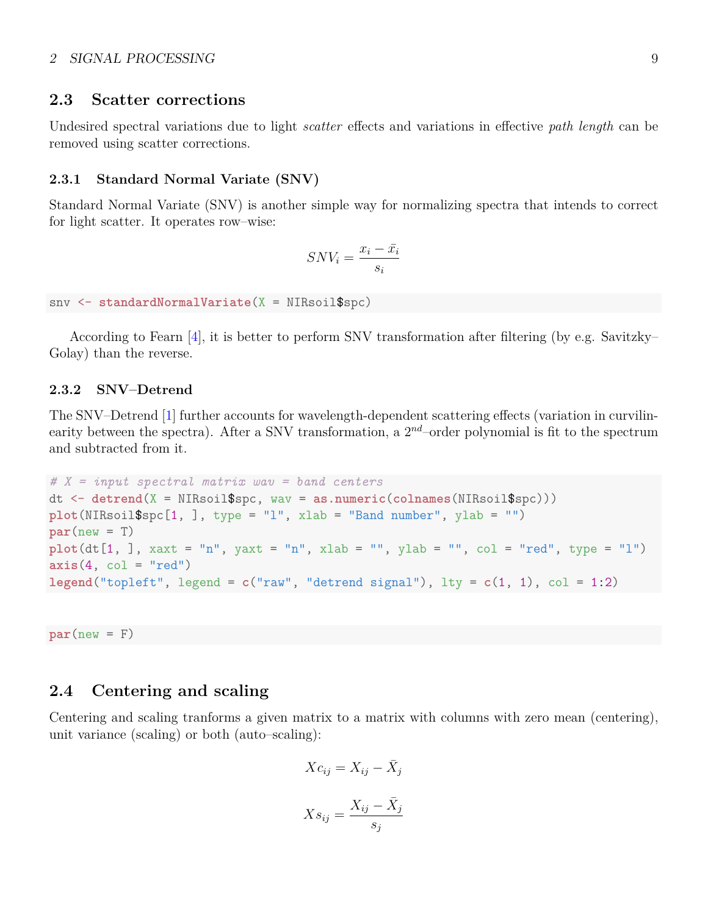## 2.3 Scatter corrections

Undesired spectral variations due to light *scatter* effects and variations in effective *path length* can be removed using scatter corrections.

### 2.3.1 Standard Normal Variate (SNV)

Standard Normal Variate (SNV) is another simple way for normalizing spectra that intends to correct for light scatter. It operates row–wise:

$$SNV_i = \frac{x_i - \bar{x_i}}{s_i}$$

```
snv <- standardNormalVariate(X = NIRsoil$spc)
```

According to Fearn [4], it is better to perform SNV transformation after filtering (by e.g. Savitzky–Golay) than the reverse.

### 2.3.2 SNV–Detrend

The SNV–Detrend [1] further accounts for wavelength-dependent scattering effects (variation in curvilinearity between the spectra). After a SNV transformation, a $2^{nd}$–order polynomial is fit to the spectrum and subtracted from it.

```
# X = input spectral matrix wav = band centers
dt <- detrend(X = NIRsoil$spc, wav = as.numeric(colnames(NIRsoil$spc)))
plot(NIRsoil$spc[1, ], type = "l", xlab = "Band number", ylab = "")
par(new = T)
plot(dt[1, ], xaxt = "n", yaxt = "n", xlab = "", ylab = "", col = "red", type = "l")
axis(4, col = "red")
legend("topleft", legend = c("raw", "detrend signal"), lty = c(1, 1), col = 1:2)
```

```
par(new = F)
```

## 2.4 Centering and scaling

Centering and scaling tranforms a given matrix to a matrix with columns with zero mean (centering), unit variance (scaling) or both (auto–scaling):

$$Xc_{ij} = X_{ij} - \bar{X}_j$$

$$Xs_{ij} = \frac{X_{ij} - \bar{X}_j}{s_j}$$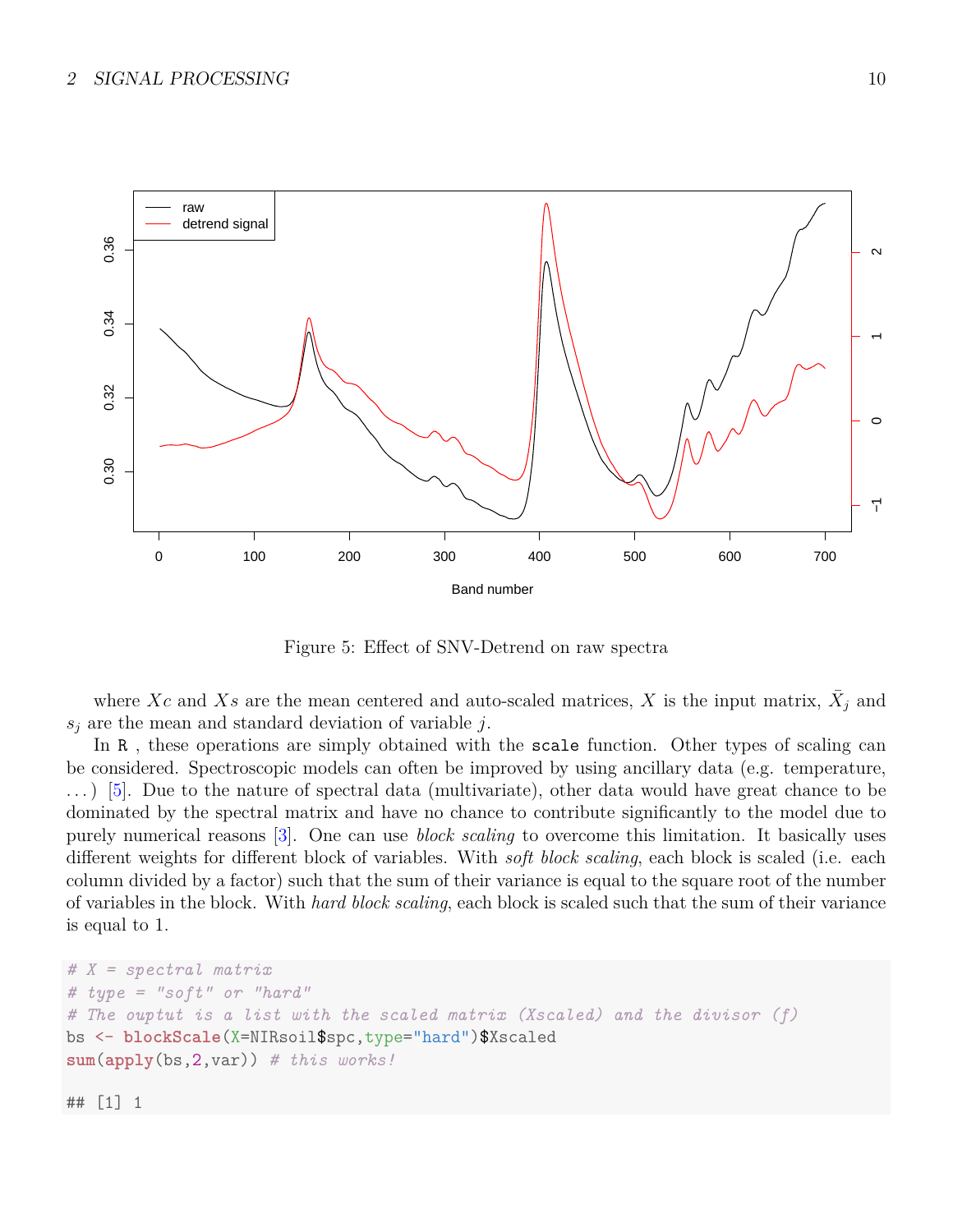Figure 5: Effect of SNV-Detrend on raw spectra

where $Xc$ and $Xs$ are the mean centered and auto-scaled matrices, $X$ is the input matrix, $\bar{X}_j$ and $s_j$ are the mean and standard deviation of variable $j$.

In R , these operations are simply obtained with the `scale` function. Other types of scaling can be considered. Spectroscopic models can often be improved by using ancillary data (e.g. temperature, ...) [5]. Due to the nature of spectral data (multivariate), other data would have great chance to be dominated by the spectral matrix and have no chance to contribute significantly to the model due to purely numerical reasons [3]. One can use *block scaling* to overcome this limitation. It basically uses different weights for different block of variables. With *soft block scaling*, each block is scaled (i.e. each column divided by a factor) such that the sum of their variance is equal to the square root of the number of variables in the block. With *hard block scaling*, each block is scaled such that the sum of their variance is equal to 1.

```
# X = spectral matrix
# type = "soft" or "hard"
# The ouptut is a list with the scaled matrix (Xscaled) and the divisor (f)
bs <- blockScale(X=NIRsoil$spc,type="hard")$Xscaled
sum(apply(bs,2,var)) # this works!

## [1] 1
```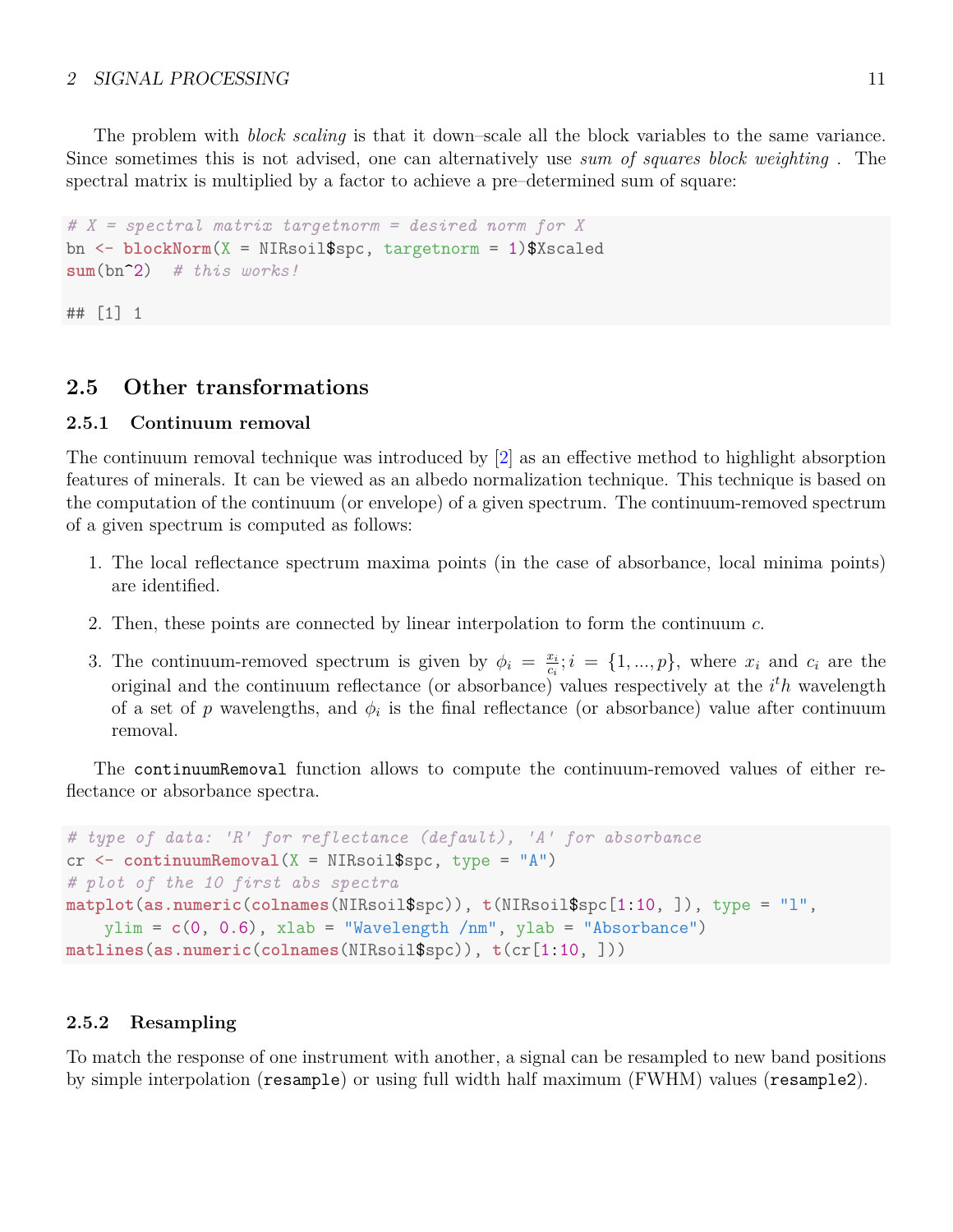The problem with *block scaling* is that it down–scale all the block variables to the same variance. Since sometimes this is not advised, one can alternatively use *sum of squares block weighting* . The spectral matrix is multiplied by a factor to achieve a pre–determined sum of square:

```
# X = spectral matrix targetnorm = desired norm for X
bn <- blockNorm(X = NIRsoil$spc, targetnorm = 1)$Xscaled
sum(bn^2)  # this works!

## [1] 1
```

## 2.5 Other transformations

### 2.5.1 Continuum removal

The continuum removal technique was introduced by [2] as an effective method to highlight absorption features of minerals. It can be viewed as an albedo normalization technique. This technique is based on the computation of the continuum (or envelope) of a given spectrum. The continuum-removed spectrum of a given spectrum is computed as follows:

1. The local reflectance spectrum maxima points (in the case of absorbance, local minima points) are identified.
2. Then, these points are connected by linear interpolation to form the continuum $c$.
3. The continuum-removed spectrum is given by $\phi_i = \frac{x_i}{c_i}; i = \{1, ..., p\}$, where $x_i$ and $c_i$ are the original and the continuum reflectance (or absorbance) values respectively at the $i^th$ wavelength of a set of $p$ wavelengths, and $\phi_i$ is the final reflectance (or absorbance) value after continuum removal.

The `continuumRemoval` function allows to compute the continuum-removed values of either reflectance or absorbance spectra.

```
# type of data: 'R' for reflectance (default), 'A' for absorbance
cr <- continuumRemoval(X = NIRsoil$spc, type = "A")
# plot of the 10 first abs spectra
matplot(as.numeric(colnames(NIRsoil$spc)), t(NIRsoil$spc[1:10, ]), type = "l",
    ylim = c(0, 0.6), xlab = "Wavelength /nm", ylab = "Absorbance")
matlines(as.numeric(colnames(NIRsoil$spc)), t(cr[1:10, ]))
```

### 2.5.2 Resampling

To match the response of one instrument with another, a signal can be resampled to new band positions by simple interpolation (`resample`) or using full width half maximum (FWHM) values (`resample2`).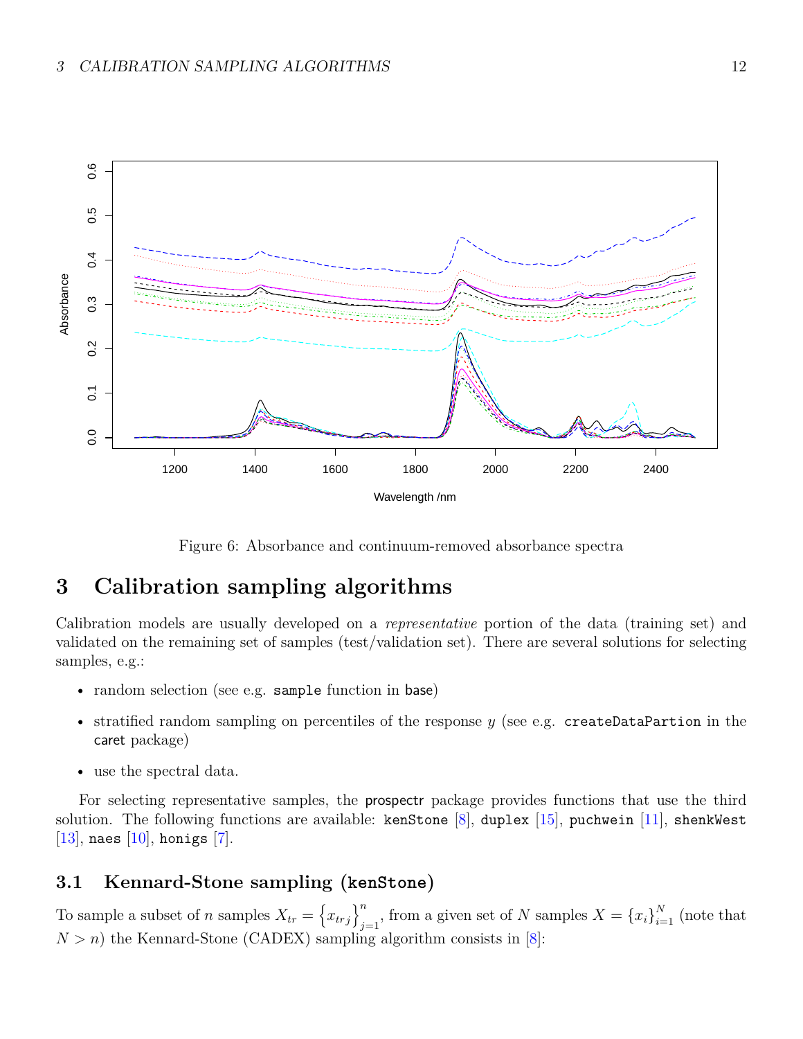Figure 6: Absorbance and continuum-removed absorbance spectra

## 3 Calibration sampling algorithms

Calibration models are usually developed on a *representative* portion of the data (training set) and validated on the remaining set of samples (test/validation set). There are several solutions for selecting samples, e.g.:

- random selection (see e.g. `sample` function in `base`)
- stratified random sampling on percentiles of the response $y$ (see e.g. `createDataPartion` in the `caret` package)
- use the spectral data.

For selecting representative samples, the `prospectr` package provides functions that use the third solution. The following functions are available: `kenStone` [8], `duplex` [15], `puchwein` [11], `shenkWest` [13], `naes` [10], `honigs` [7].

### 3.1 Kennard-Stone sampling (`kenStone`)

To sample a subset of $n$ samples $X_{tr} = \left\{x_{tr_j}\right\}_{j=1}^{n}$, from a given set of $N$ samples $X = \{x_i\}_{i=1}^{N}$ (note that $N > n$) the Kennard-Stone (CADEX) sampling algorithm consists in [8]: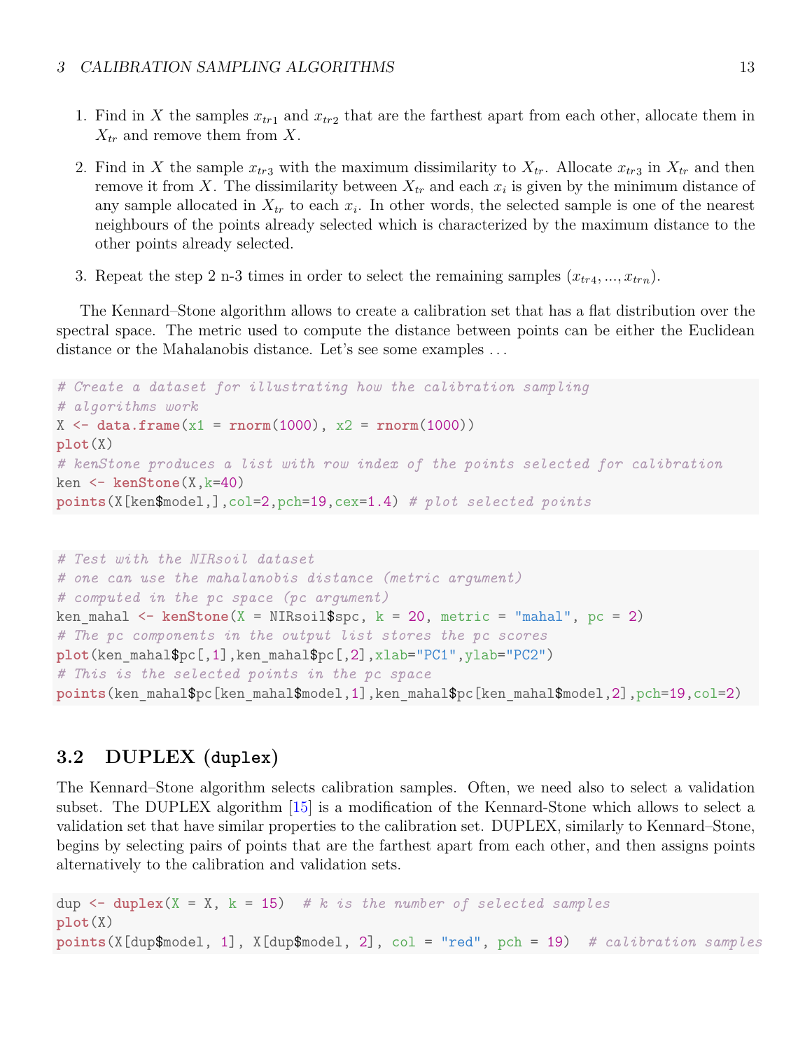1. Find in $X$ the samples $x_{tr1}$ and $x_{tr2}$ that are the farthest apart from each other, allocate them in $X_{tr}$ and remove them from $X$.

2. Find in $X$ the sample $x_{tr3}$ with the maximum dissimilarity to $X_{tr}$. Allocate $x_{tr3}$ in $X_{tr}$ and then remove it from $X$. The dissimilarity between $X_{tr}$ and each $x_i$ is given by the minimum distance of any sample allocated in $X_{tr}$ to each $x_i$. In other words, the selected sample is one of the nearest neighbours of the points already selected which is characterized by the maximum distance to the other points already selected.

3. Repeat the step 2 n-3 times in order to select the remaining samples $(x_{tr4}, ..., x_{trn})$.

The Kennard–Stone algorithm allows to create a calibration set that has a flat distribution over the spectral space. The metric used to compute the distance between points can be either the Euclidean distance or the Mahalanobis distance. Let's see some examples ...

```
# Create a dataset for illustrating how the calibration sampling
# algorithms work
X <- data.frame(x1 = rnorm(1000), x2 = rnorm(1000))
plot(X)
# kenStone produces a list with row index of the points selected for calibration
ken <- kenStone(X,k=40)
points(X[ken$model,],col=2,pch=19,cex=1.4) # plot selected points
```

```
# Test with the NIRsoil dataset
# one can use the mahalanobis distance (metric argument)
# computed in the pc space (pc argument)
ken_mahal <- kenStone(X = NIRsoil$spc, k = 20, metric = "mahal", pc = 2)
# The pc components in the output list stores the pc scores
plot(ken_mahal$pc[,1],ken_mahal$pc[,2],xlab="PC1",ylab="PC2")
# This is the selected points in the pc space
points(ken_mahal$pc[ken_mahal$model,1],ken_mahal$pc[ken_mahal$model,2],pch=19,col=2)
```

## 3.2 DUPLEX (`duplex`)

The Kennard–Stone algorithm selects calibration samples. Often, we need also to select a validation subset. The DUPLEX algorithm [15] is a modification of the Kennard-Stone which allows to select a validation set that have similar properties to the calibration set. DUPLEX, similarly to Kennard–Stone, begins by selecting pairs of points that are the farthest apart from each other, and then assigns points alternatively to the calibration and validation sets.

```
dup <- duplex(X = X, k = 15)  # k is the number of selected samples
plot(X)
points(X[dup$model, 1], X[dup$model, 2], col = "red", pch = 19)  # calibration samples
```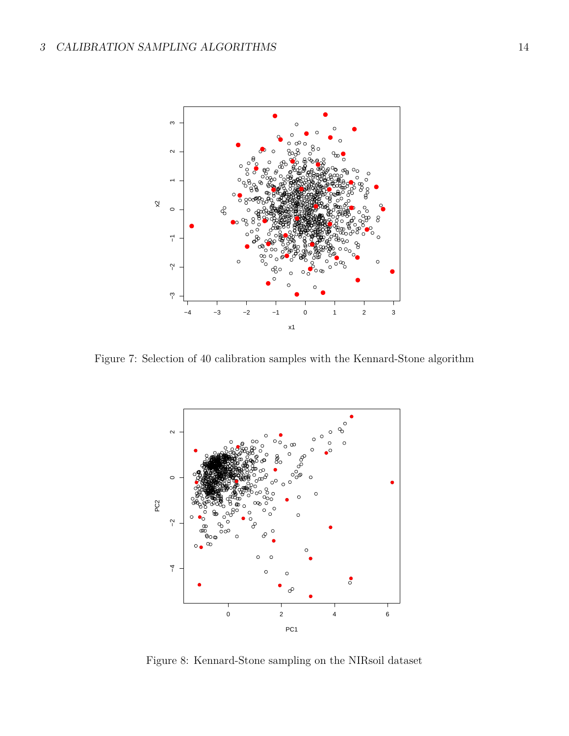Figure 7: Selection of 40 calibration samples with the Kennard-Stone algorithm

Figure 8: Kennard-Stone sampling on the NIRsoil dataset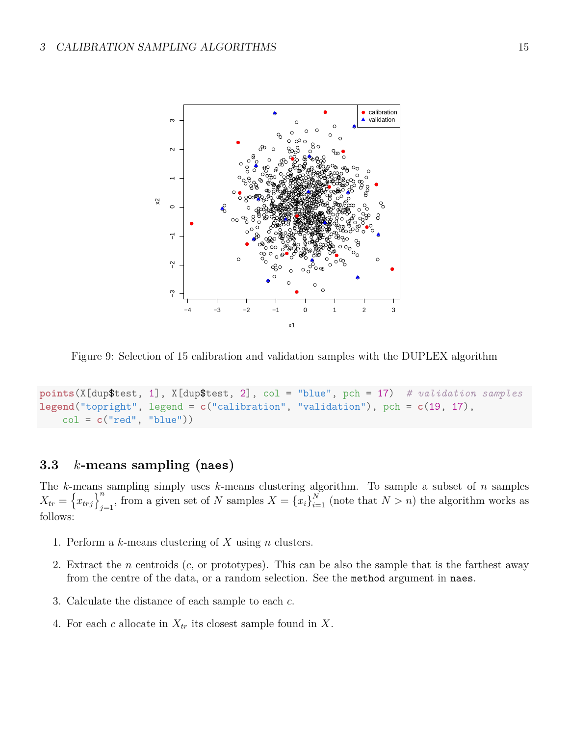Figure 9: Selection of 15 calibration and validation samples with the DUPLEX algorithm

```
points(X[dup$test, 1], X[dup$test, 2], col = "blue", pch = 17)  # validation samples
legend("topright", legend = c("calibration", "validation"), pch = c(19, 17),
    col = c("red", "blue"))
```

### 3.3 $k$-means sampling (`naes`)

The $k$-means sampling simply uses $k$-means clustering algorithm. To sample a subset of $n$ samples $X_{tr} = \left\{x_{trj}\right\}_{j=1}^{n}$, from a given set of $N$ samples $X = \{x_i\}_{i=1}^{N}$ (note that $N > n$) the algorithm works as follows:

1. Perform a $k$-means clustering of $X$ using $n$ clusters.
2. Extract the $n$ centroids ($c$, or prototypes). This can be also the sample that is the farthest away from the centre of the data, or a random selection. See the `method` argument in `naes`.
3. Calculate the distance of each sample to each $c$.
4. For each $c$ allocate in $X_{tr}$ its closest sample found in $X$.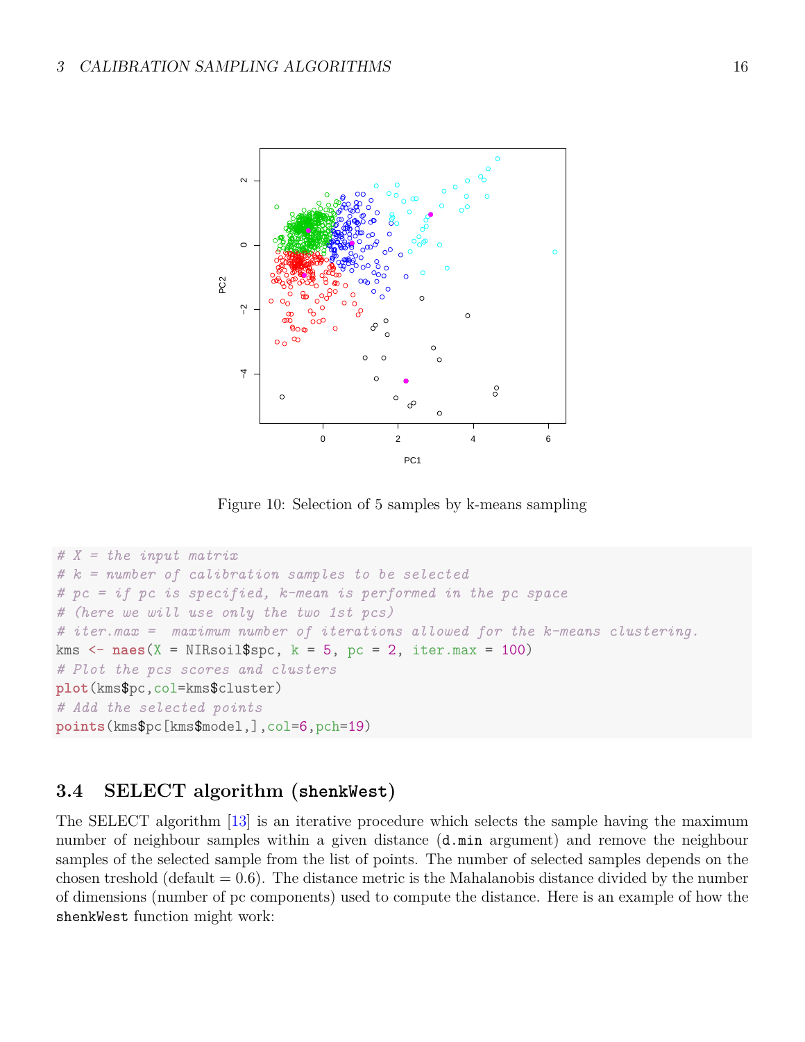Figure 10: Selection of 5 samples by k-means sampling

```
# X = the input matrix
# k = number of calibration samples to be selected
# pc = if pc is specified, k-mean is performed in the pc space
# (here we will use only the two 1st pcs)
# iter.max =  maximum number of iterations allowed for the k-means clustering.
kms <- naes(X = NIRsoil$spc, k = 5, pc = 2, iter.max = 100)
# Plot the pcs scores and clusters
plot(kms$pc,col=kms$cluster)
# Add the selected points
points(kms$pc[kms$model,],col=6,pch=19)
```

### 3.4 SELECT algorithm (`shenkWest`)

The SELECT algorithm [13] is an iterative procedure which selects the sample having the maximum number of neighbour samples within a given distance (`d.min` argument) and remove the neighbour samples of the selected sample from the list of points. The number of selected samples depends on the chosen treshold (default = 0.6). The distance metric is the Mahalanobis distance divided by the number of dimensions (number of pc components) used to compute the distance. Here is an example of how the `shenkWest` function might work: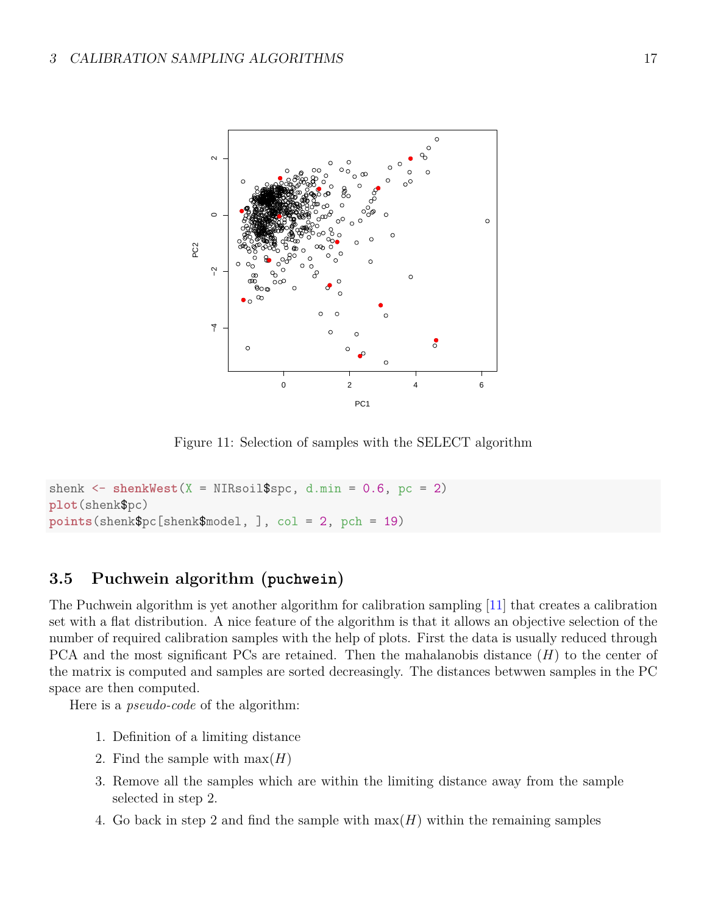Figure 11: Selection of samples with the SELECT algorithm

```
shenk <- shenkWest(X = NIRsoil$spc, d.min = 0.6, pc = 2)
plot(shenk$pc)
points(shenk$pc[shenk$model, ], col = 2, pch = 19)
```

## 3.5 Puchwein algorithm (puchwein)

The Puchwein algorithm is yet another algorithm for calibration sampling [11] that creates a calibration set with a flat distribution. A nice feature of the algorithm is that it allows an objective selection of the number of required calibration samples with the help of plots. First the data is usually reduced through PCA and the most significant PCs are retained. Then the mahalanobis distance ($H$) to the center of the matrix is computed and samples are sorted decreasingly. The distances betwwen samples in the PC space are then computed.

Here is a *pseudo-code* of the algorithm:

1. Definition of a limiting distance
2. Find the sample with $\max(H)$
3. Remove all the samples which are within the limiting distance away from the sample selected in step 2.
4. Go back in step 2 and find the sample with $\max(H)$ within the remaining samples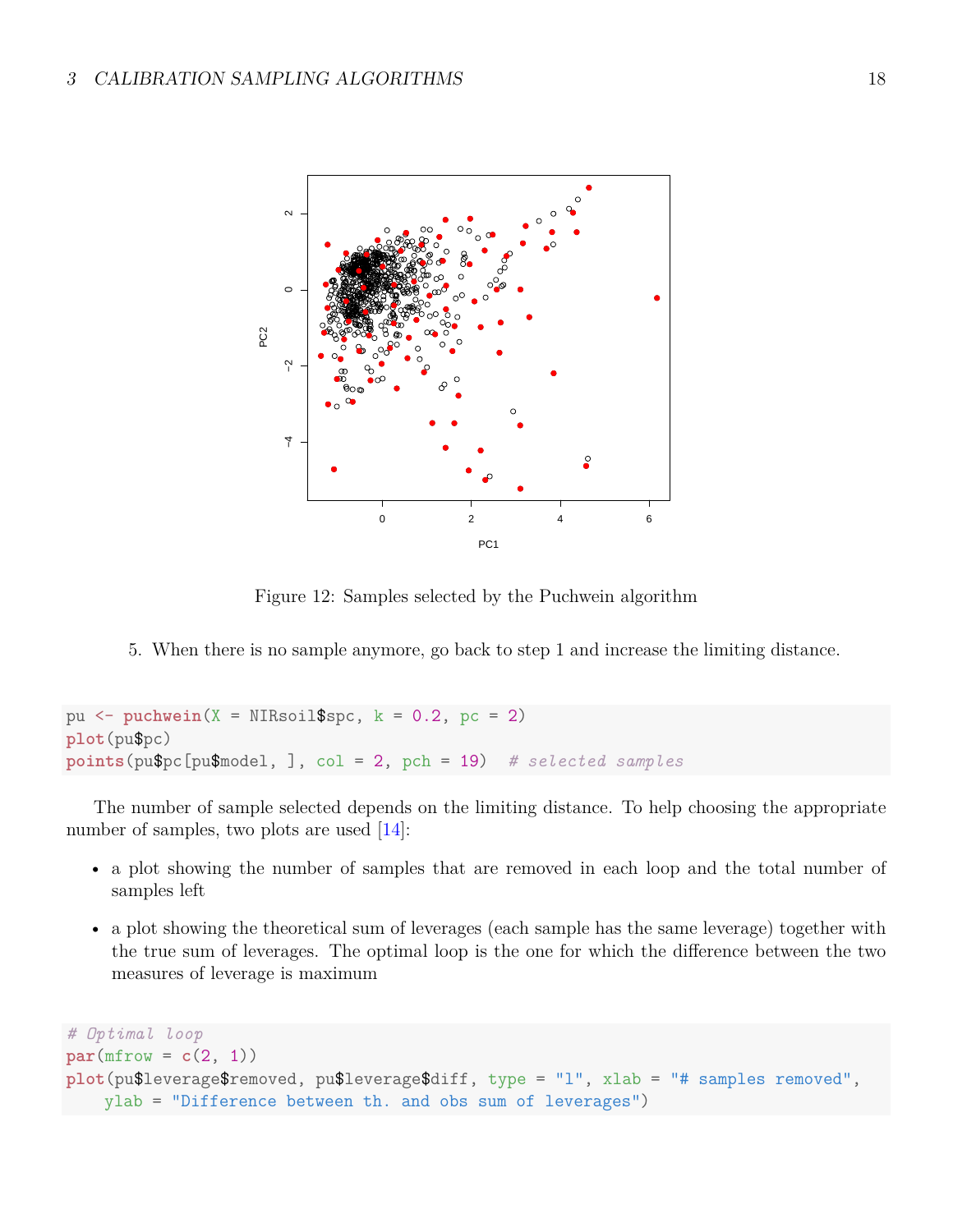Figure 12: Samples selected by the Puchwein algorithm

5. When there is no sample anymore, go back to step 1 and increase the limiting distance.

```
pu <- puchwein(X = NIRsoil$spc, k = 0.2, pc = 2)
plot(pu$pc)
points(pu$pc[pu$model, ], col = 2, pch = 19)  # selected samples
```

The number of sample selected depends on the limiting distance. To help choosing the appropriate number of samples, two plots are used [14]:

- a plot showing the number of samples that are removed in each loop and the total number of samples left
- a plot showing the theoretical sum of leverages (each sample has the same leverage) together with the true sum of leverages. The optimal loop is the one for which the difference between the two measures of leverage is maximum

```
# Optimal loop
par(mfrow = c(2, 1))
plot(pu$leverage$removed, pu$leverage$diff, type = "l", xlab = "# samples removed",
    ylab = "Difference between th. and obs sum of leverages")
```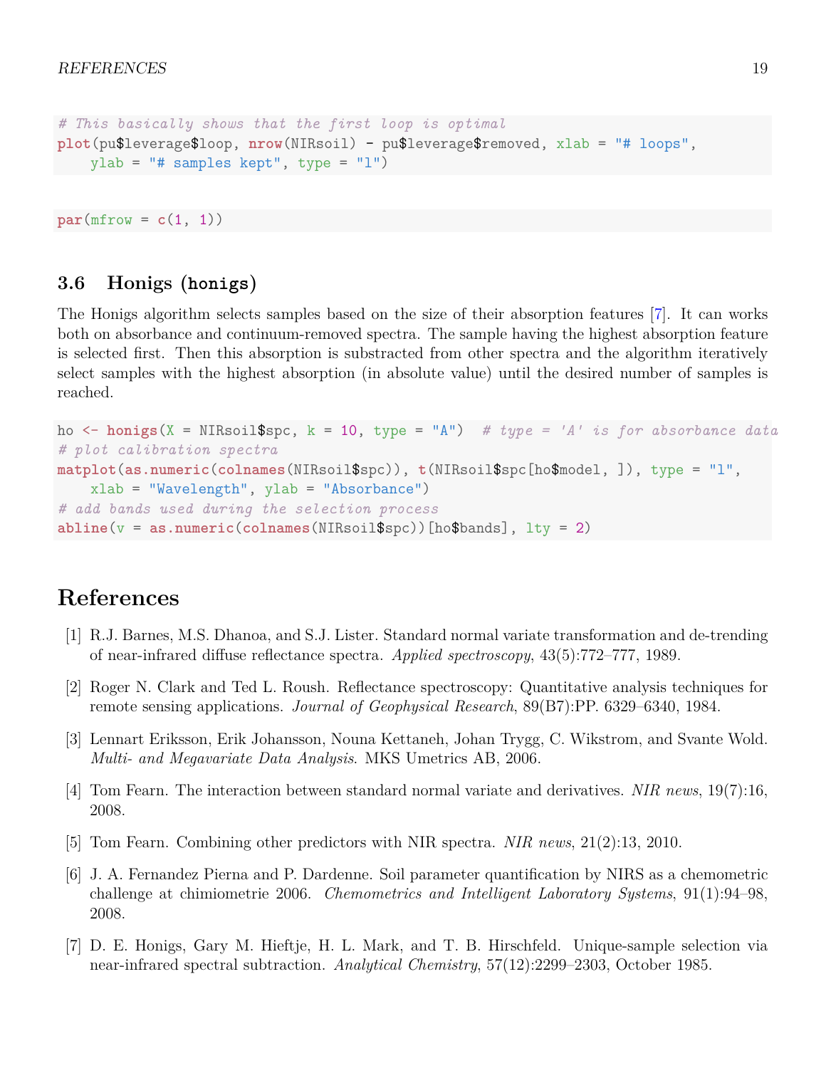```r
# This basically shows that the first loop is optimal
plot(pu$leverage$loop, nrow(NIRsoil) - pu$leverage$removed, xlab = "# loops",
    ylab = "# samples kept", type = "l")
```

```r
par(mfrow = c(1, 1))
```

### 3.6 Honigs (`honigs`)

The Honigs algorithm selects samples based on the size of their absorption features [7]. It can works both on absorbance and continuum-removed spectra. The sample having the highest absorption feature is selected first. Then this absorption is substracted from other spectra and the algorithm iteratively select samples with the highest absorption (in absolute value) until the desired number of samples is reached.

```r
ho <- honigs(X = NIRsoil$spc, k = 10, type = "A")  # type = 'A' is for absorbance data
# plot calibration spectra
matplot(as.numeric(colnames(NIRsoil$spc)), t(NIRsoil$spc[ho$model, ]), type = "l",
    xlab = "Wavelength", ylab = "Absorbance")
# add bands used during the selection process
abline(v = as.numeric(colnames(NIRsoil$spc))[ho$bands], lty = 2)
```

## References

[1] R.J. Barnes, M.S. Dhanoa, and S.J. Lister. Standard normal variate transformation and de-trending of near-infrared diffuse reflectance spectra. *Applied spectroscopy*, 43(5):772–777, 1989.

[2] Roger N. Clark and Ted L. Roush. Reflectance spectroscopy: Quantitative analysis techniques for remote sensing applications. *Journal of Geophysical Research*, 89(B7):PP. 6329–6340, 1984.

[3] Lennart Eriksson, Erik Johansson, Nouna Kettaneh, Johan Trygg, C. Wikstrom, and Svante Wold. *Multi- and Megavariate Data Analysis*. MKS Umetrics AB, 2006.

[4] Tom Fearn. The interaction between standard normal variate and derivatives. *NIR news*, 19(7):16, 2008.

[5] Tom Fearn. Combining other predictors with NIR spectra. *NIR news*, 21(2):13, 2010.

[6] J. A. Fernandez Pierna and P. Dardenne. Soil parameter quantification by NIRS as a chemometric challenge at chimiometrie 2006. *Chemometrics and Intelligent Laboratory Systems*, 91(1):94–98, 2008.

[7] D. E. Honigs, Gary M. Hieftje, H. L. Mark, and T. B. Hirschfeld. Unique-sample selection via near-infrared spectral subtraction. *Analytical Chemistry*, 57(12):2299–2303, October 1985.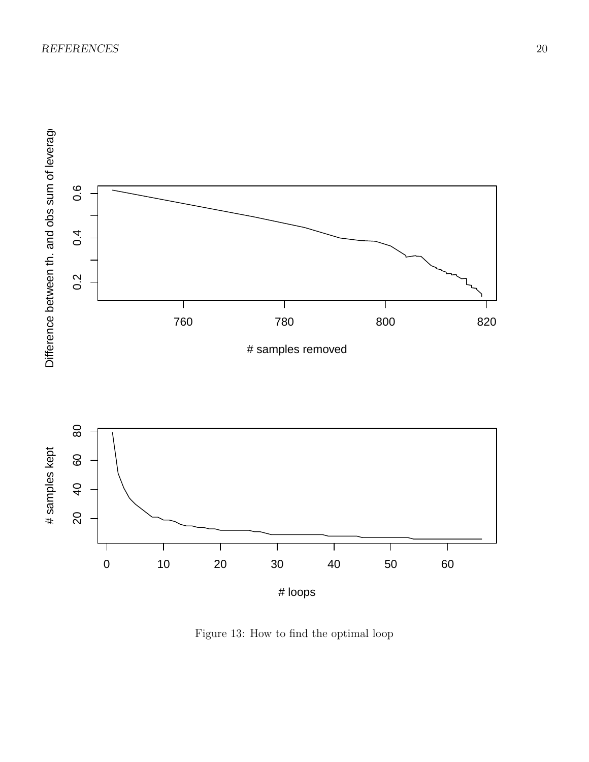Figure 13: How to find the optimal loop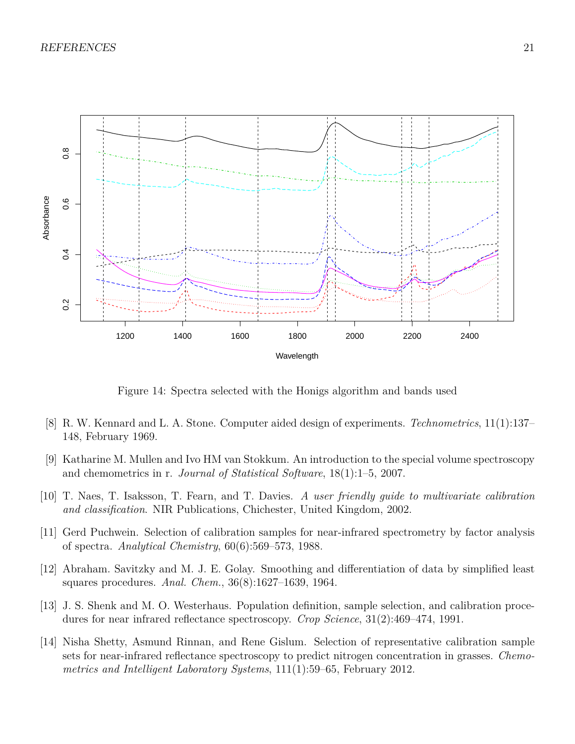Figure 14: Spectra selected with the Honigs algorithm and bands used

[8] R. W. Kennard and L. A. Stone. Computer aided design of experiments. *Technometrics*, 11(1):137–148, February 1969.

[9] Katharine M. Mullen and Ivo HM van Stokkum. An introduction to the special volume spectroscopy and chemometrics in r. *Journal of Statistical Software*, 18(1):1–5, 2007.

[10] T. Naes, T. Isaksson, T. Fearn, and T. Davies. *A user friendly guide to multivariate calibration and classification*. NIR Publications, Chichester, United Kingdom, 2002.

[11] Gerd Puchwein. Selection of calibration samples for near-infrared spectrometry by factor analysis of spectra. *Analytical Chemistry*, 60(6):569–573, 1988.

[12] Abraham. Savitzky and M. J. E. Golay. Smoothing and differentiation of data by simplified least squares procedures. *Anal. Chem.*, 36(8):1627–1639, 1964.

[13] J. S. Shenk and M. O. Westerhaus. Population definition, sample selection, and calibration procedures for near infrared reflectance spectroscopy. *Crop Science*, 31(2):469–474, 1991.

[14] Nisha Shetty, Asmund Rinnan, and Rene Gislum. Selection of representative calibration sample sets for near-infrared reflectance spectroscopy to predict nitrogen concentration in grasses. *Chemometrics and Intelligent Laboratory Systems*, 111(1):59–65, February 2012.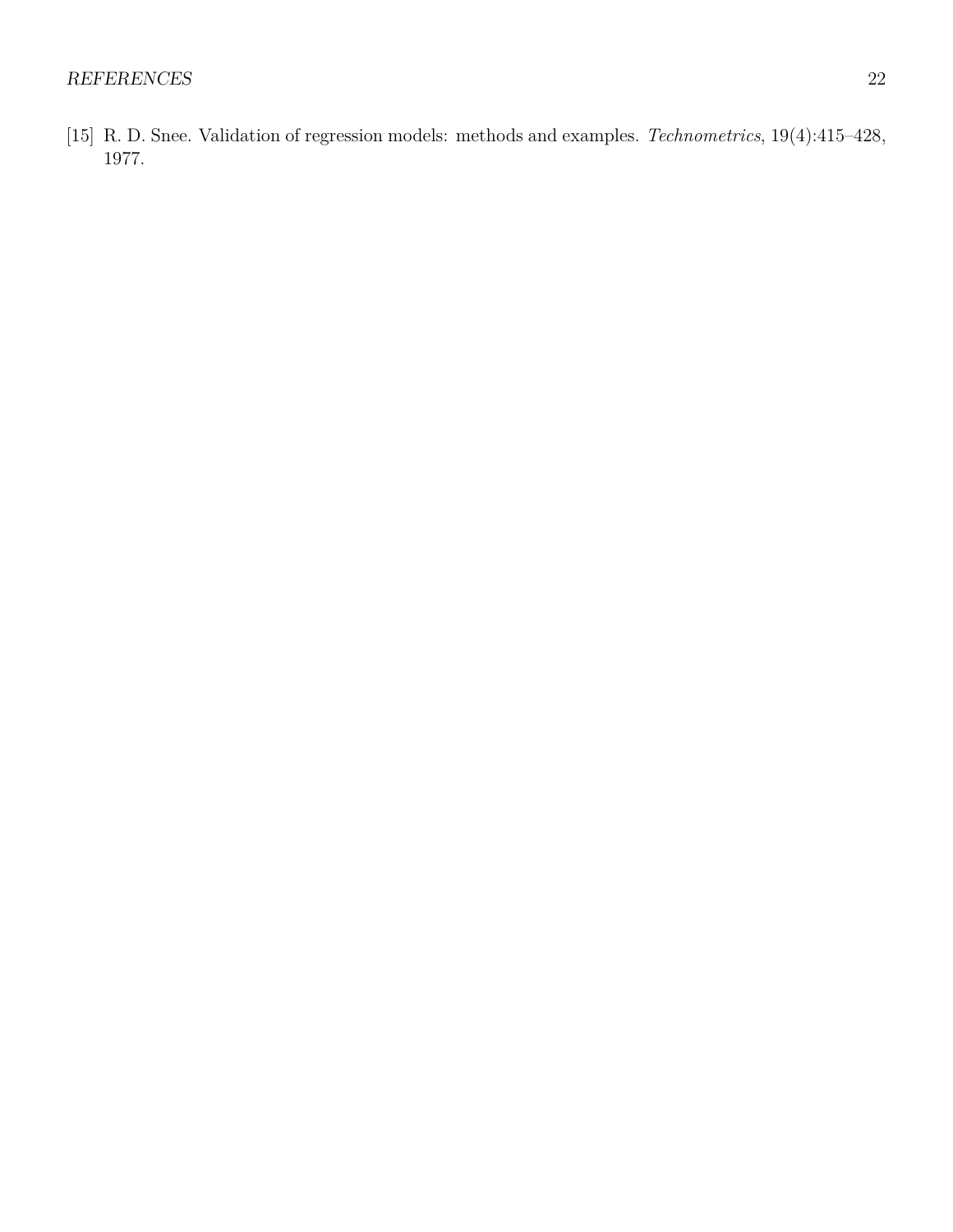[15] R. D. Snee. Validation of regression models: methods and examples. *Technometrics*, 19(4):415–428, 1977.